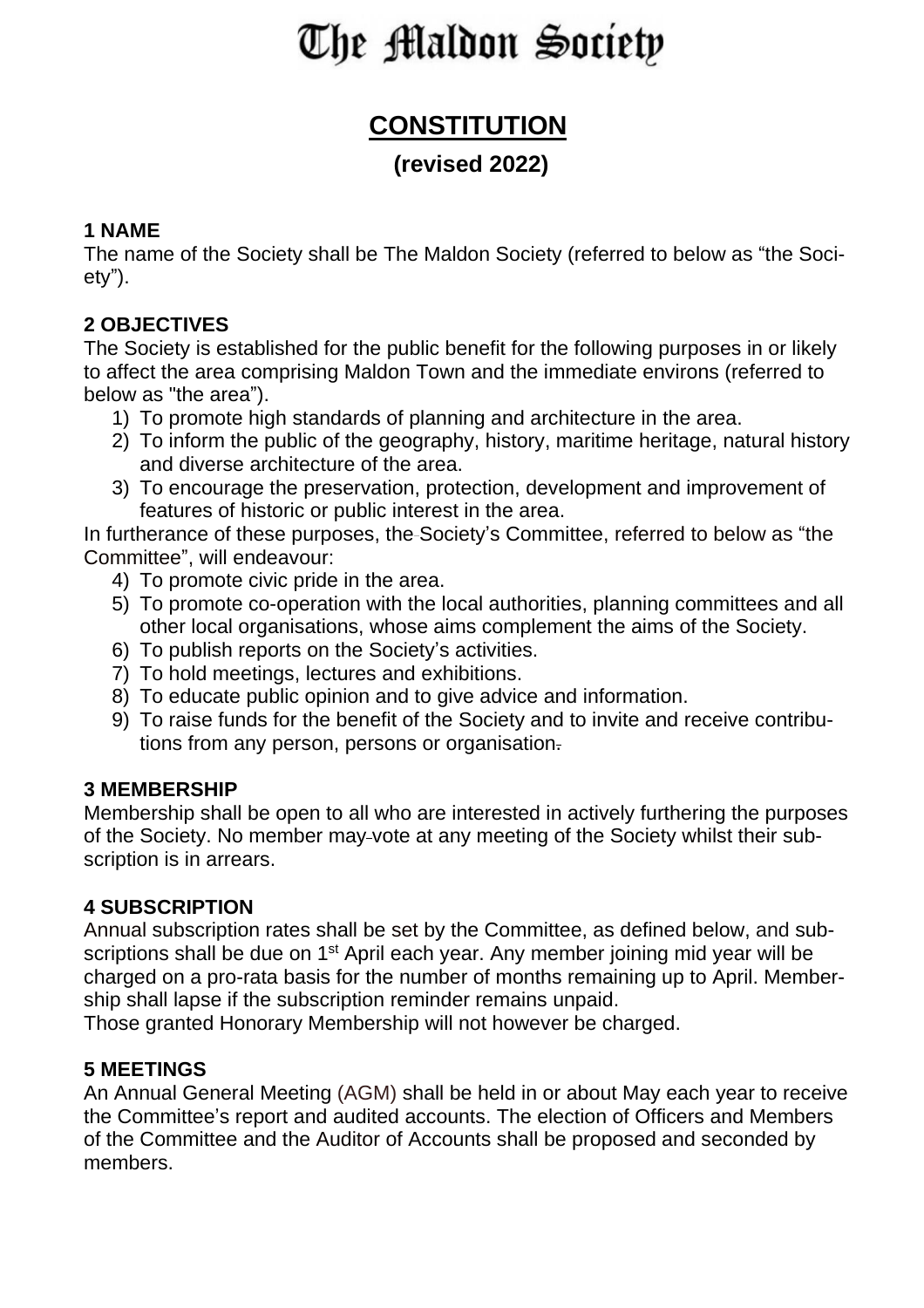# The Maldon Society

## CONSTITUTION

### (revised 2022)

**1 NAME**

The name of the Society shall be The Maldon Society (referred to below as "the Society").

**2 OBJECTIVES**

The Society is established for the public benefit for the following purposes in or likely to affect the area comprising Maldon Town and the immediate environs (referred to below as "the area").

1) To promote high standards of planning and architecture in the area.
2) To inform the public of the geography, history, maritime heritage, natural history and diverse architecture of the area.
3) To encourage the preservation, protection, development and improvement of features of historic or public interest in the area.

In furtherance of these purposes, the Society's Committee, referred to below as "the Committee", will endeavour:

4) To promote civic pride in the area.
5) To promote co-operation with the local authorities, planning committees and all other local organisations, whose aims complement the aims of the Society.
6) To publish reports on the Society's activities.
7) To hold meetings, lectures and exhibitions.
8) To educate public opinion and to give advice and information.
9) To raise funds for the benefit of the Society and to invite and receive contributions from any person, persons or organisation.

**3 MEMBERSHIP**

Membership shall be open to all who are interested in actively furthering the purposes of the Society. No member may vote at any meeting of the Society whilst their subscription is in arrears.

**4 SUBSCRIPTION**

Annual subscription rates shall be set by the Committee, as defined below, and subscriptions shall be due on 1st April each year. Any member joining mid year will be charged on a pro-rata basis for the number of months remaining up to April. Membership shall lapse if the subscription reminder remains unpaid.

Those granted Honorary Membership will not however be charged.

**5 MEETINGS**

An Annual General Meeting (AGM) shall be held in or about May each year to receive the Committee's report and audited accounts. The election of Officers and Members of the Committee and the Auditor of Accounts shall be proposed and seconded by members.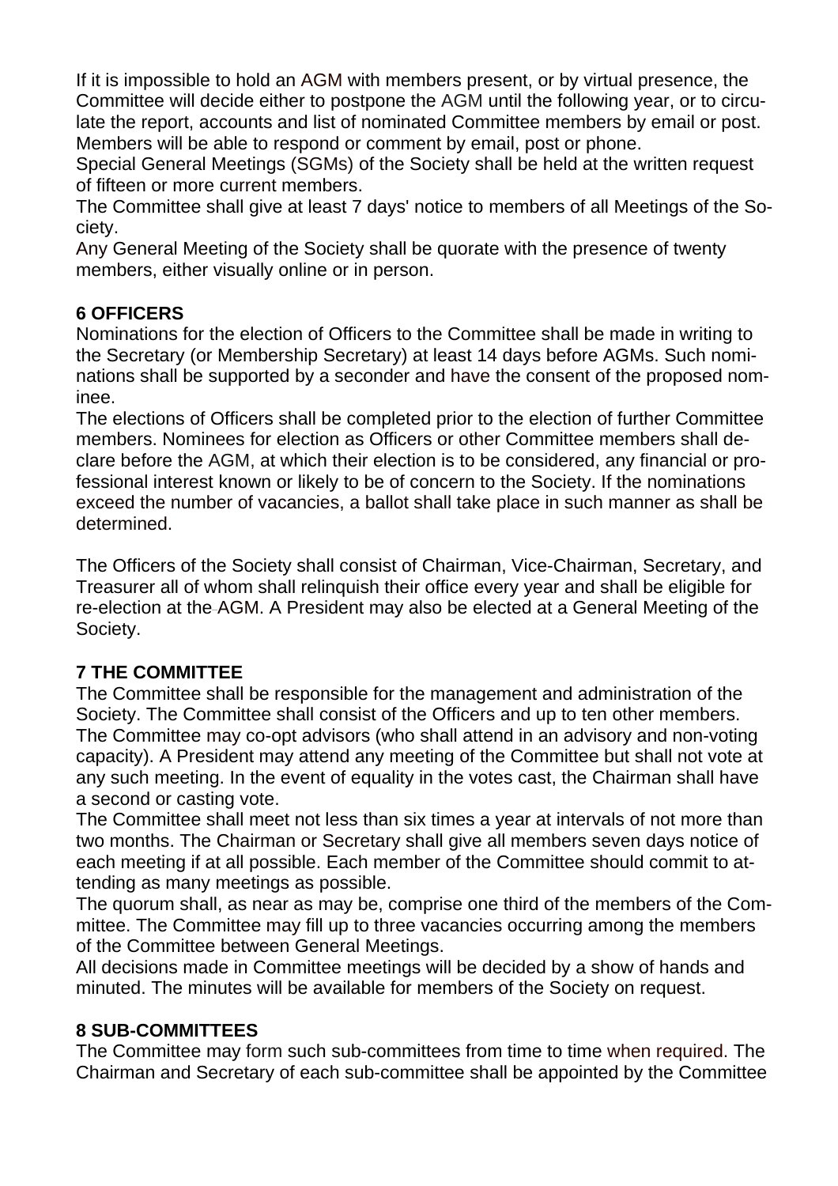If it is impossible to hold an AGM with members present, or by virtual presence, the Committee will decide either to postpone the AGM until the following year, or to circulate the report, accounts and list of nominated Committee members by email or post. Members will be able to respond or comment by email, post or phone.
Special General Meetings (SGMs) of the Society shall be held at the written request of fifteen or more current members.
The Committee shall give at least 7 days' notice to members of all Meetings of the Society.
Any General Meeting of the Society shall be quorate with the presence of twenty members, either visually online or in person.

**6 OFFICERS**
Nominations for the election of Officers to the Committee shall be made in writing to the Secretary (or Membership Secretary) at least 14 days before AGMs. Such nominations shall be supported by a seconder and have the consent of the proposed nominee.
The elections of Officers shall be completed prior to the election of further Committee members. Nominees for election as Officers or other Committee members shall declare before the AGM, at which their election is to be considered, any financial or professional interest known or likely to be of concern to the Society. If the nominations exceed the number of vacancies, a ballot shall take place in such manner as shall be determined.

The Officers of the Society shall consist of Chairman, Vice-Chairman, Secretary, and Treasurer all of whom shall relinquish their office every year and shall be eligible for re-election at the AGM. A President may also be elected at a General Meeting of the Society.

**7 THE COMMITTEE**
The Committee shall be responsible for the management and administration of the Society. The Committee shall consist of the Officers and up to ten other members. The Committee may co-opt advisors (who shall attend in an advisory and non-voting capacity). A President may attend any meeting of the Committee but shall not vote at any such meeting. In the event of equality in the votes cast, the Chairman shall have a second or casting vote.
The Committee shall meet not less than six times a year at intervals of not more than two months. The Chairman or Secretary shall give all members seven days notice of each meeting if at all possible. Each member of the Committee should commit to attending as many meetings as possible.
The quorum shall, as near as may be, comprise one third of the members of the Committee. The Committee may fill up to three vacancies occurring among the members of the Committee between General Meetings.
All decisions made in Committee meetings will be decided by a show of hands and minuted. The minutes will be available for members of the Society on request.

**8 SUB-COMMITTEES**
The Committee may form such sub-committees from time to time when required. The Chairman and Secretary of each sub-committee shall be appointed by the Committee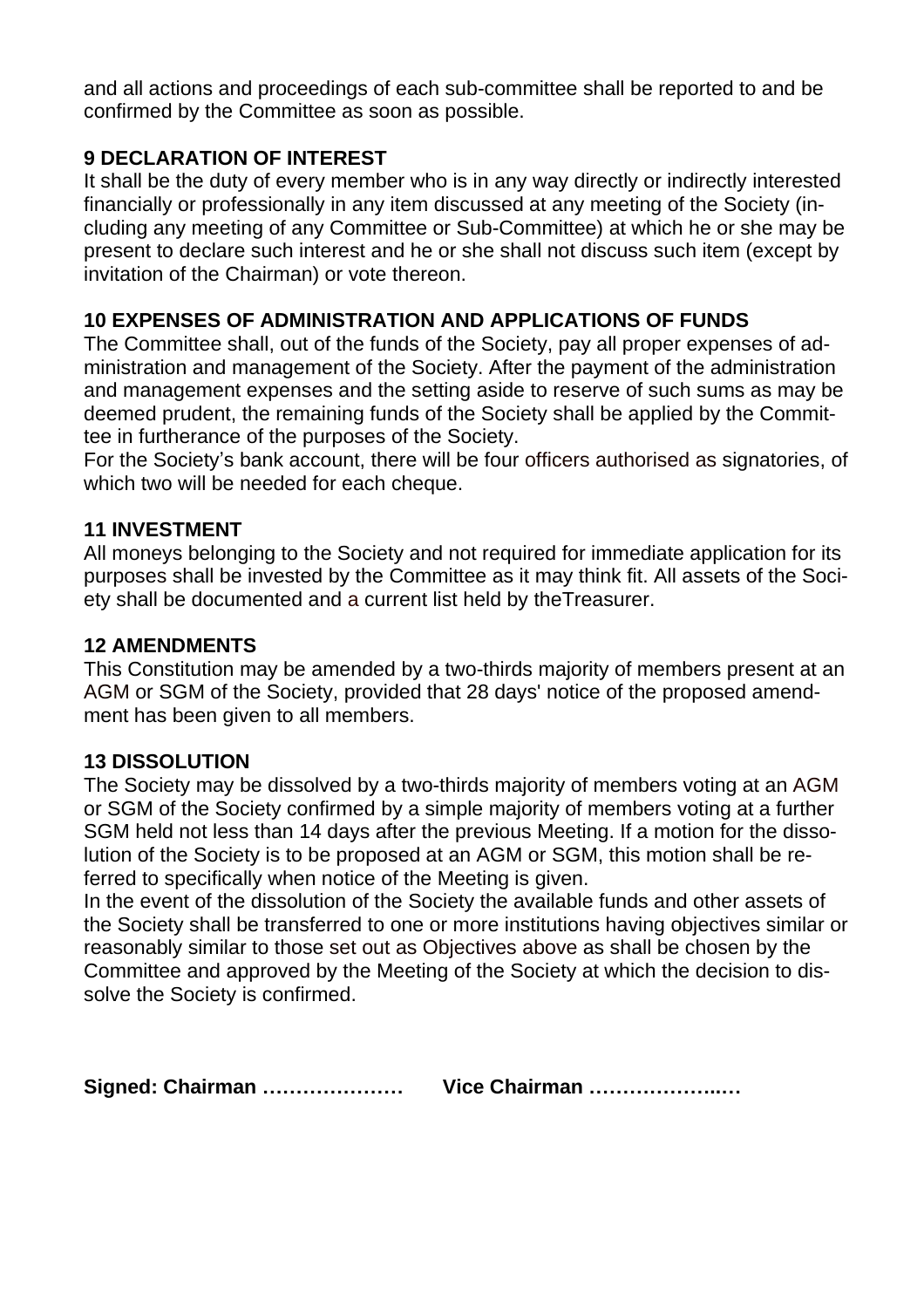and all actions and proceedings of each sub-committee shall be reported to and be confirmed by the Committee as soon as possible.

## 9 DECLARATION OF INTEREST

It shall be the duty of every member who is in any way directly or indirectly interested financially or professionally in any item discussed at any meeting of the Society (including any meeting of any Committee or Sub-Committee) at which he or she may be present to declare such interest and he or she shall not discuss such item (except by invitation of the Chairman) or vote thereon.

## 10 EXPENSES OF ADMINISTRATION AND APPLICATIONS OF FUNDS

The Committee shall, out of the funds of the Society, pay all proper expenses of administration and management of the Society. After the payment of the administration and management expenses and the setting aside to reserve of such sums as may be deemed prudent, the remaining funds of the Society shall be applied by the Committee in furtherance of the purposes of the Society.

For the Society's bank account, there will be four officers authorised as signatories, of which two will be needed for each cheque.

## 11 INVESTMENT

All moneys belonging to the Society and not required for immediate application for its purposes shall be invested by the Committee as it may think fit. All assets of the Society shall be documented and a current list held by theTreasurer.

## 12 AMENDMENTS

This Constitution may be amended by a two-thirds majority of members present at an AGM or SGM of the Society, provided that 28 days' notice of the proposed amendment has been given to all members.

## 13 DISSOLUTION

The Society may be dissolved by a two-thirds majority of members voting at an AGM or SGM of the Society confirmed by a simple majority of members voting at a further SGM held not less than 14 days after the previous Meeting. If a motion for the dissolution of the Society is to be proposed at an AGM or SGM, this motion shall be referred to specifically when notice of the Meeting is given.

In the event of the dissolution of the Society the available funds and other assets of the Society shall be transferred to one or more institutions having objectives similar or reasonably similar to those set out as Objectives above as shall be chosen by the Committee and approved by the Meeting of the Society at which the decision to dissolve the Society is confirmed.

**Signed: Chairman …………………      Vice Chairman ………………..…**